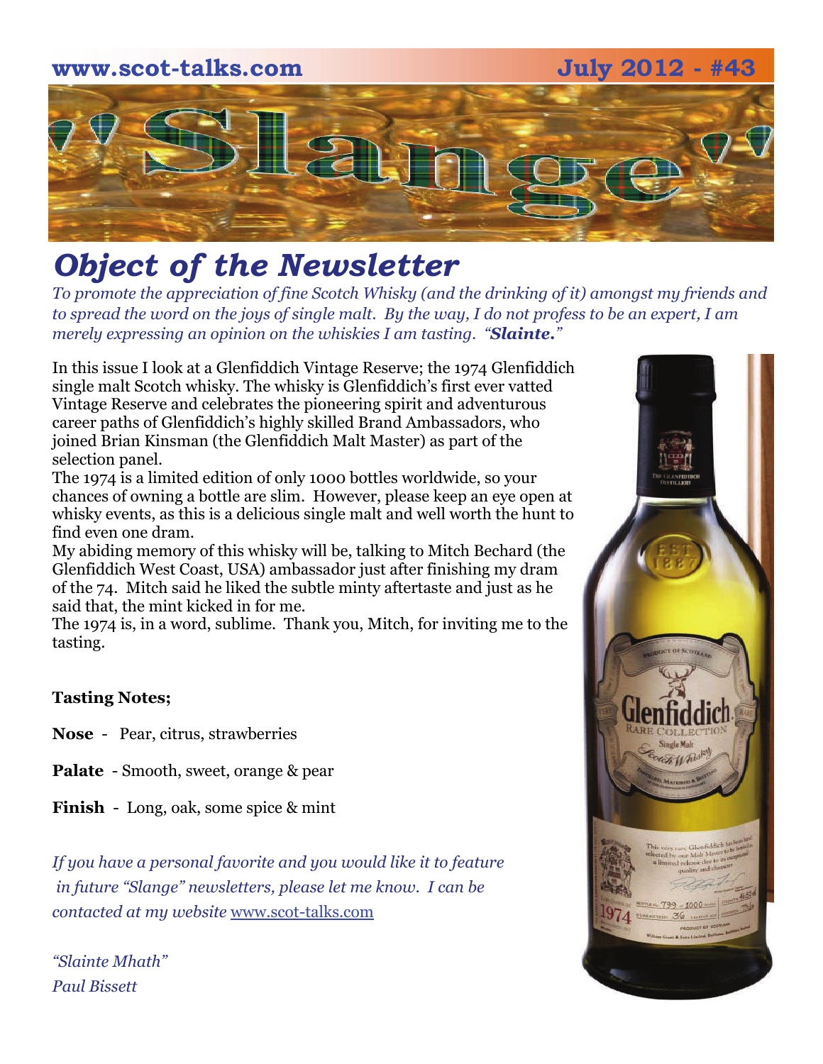www.scot-talks.com July 2012 - #43

# "Slange"

## *Object of the Newsletter*

*To promote the appreciation of fine Scotch Whisky (and the drinking of it) amongst my friends and to spread the word on the joys of single malt. By the way, I do not profess to be an expert, I am merely expressing an opinion on the whiskies I am tasting. "**Slainte.**"*

In this issue I look at a Glenfiddich Vintage Reserve; the 1974 Glenfiddich single malt Scotch whisky. The whisky is Glenfiddich's first ever vatted Vintage Reserve and celebrates the pioneering spirit and adventurous career paths of Glenfiddich's highly skilled Brand Ambassadors, who joined Brian Kinsman (the Glenfiddich Malt Master) as part of the selection panel.

The 1974 is a limited edition of only 1000 bottles worldwide, so your chances of owning a bottle are slim. However, please keep an eye open at whisky events, as this is a delicious single malt and well worth the hunt to find even one dram.

My abiding memory of this whisky will be, talking to Mitch Bechard (the Glenfiddich West Coast, USA) ambassador just after finishing my dram of the 74. Mitch said he liked the subtle minty aftertaste and just as he said that, the mint kicked in for me.

The 1974 is, in a word, sublime. Thank you, Mitch, for inviting me to the tasting.

**Tasting Notes;**

**Nose** - Pear, citrus, strawberries

**Palate** - Smooth, sweet, orange & pear

**Finish** - Long, oak, some spice & mint

*If you have a personal favorite and you would like it to feature in future "Slange" newsletters, please let me know. I can be contacted at my website* www.scot-talks.com

*"Slainte Mhath"*
*Paul Bissett*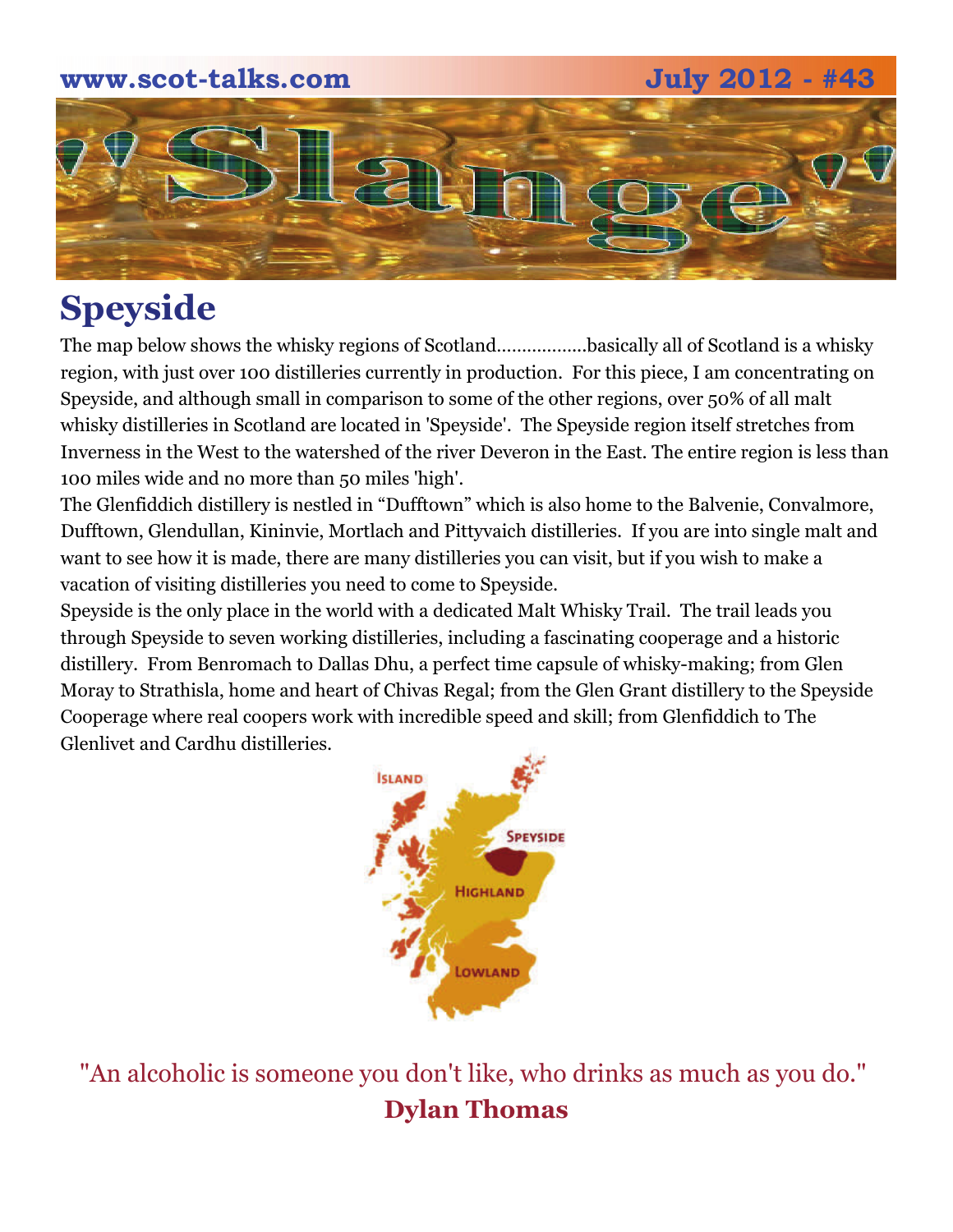# Speyside

The map below shows the whisky regions of Scotland.................basically all of Scotland is a whisky region, with just over 100 distilleries currently in production. For this piece, I am concentrating on Speyside, and although small in comparison to some of the other regions, over 50% of all malt whisky distilleries in Scotland are located in 'Speyside'. The Speyside region itself stretches from Inverness in the West to the watershed of the river Deveron in the East. The entire region is less than 100 miles wide and no more than 50 miles 'high'.

The Glenfiddich distillery is nestled in "Dufftown" which is also home to the Balvenie, Convalmore, Dufftown, Glendullan, Kininvie, Mortlach and Pittyvaich distilleries. If you are into single malt and want to see how it is made, there are many distilleries you can visit, but if you wish to make a vacation of visiting distilleries you need to come to Speyside.

Speyside is the only place in the world with a dedicated Malt Whisky Trail. The trail leads you through Speyside to seven working distilleries, including a fascinating cooperage and a historic distillery. From Benromach to Dallas Dhu, a perfect time capsule of whisky-making; from Glen Moray to Strathisla, home and heart of Chivas Regal; from the Glen Grant distillery to the Speyside Cooperage where real coopers work with incredible speed and skill; from Glenfiddich to The Glenlivet and Cardhu distilleries.

ISLAND

SPEYSIDE

HIGHLAND

LOWLAND

"An alcoholic is someone you don't like, who drinks as much as you do."

**Dylan Thomas**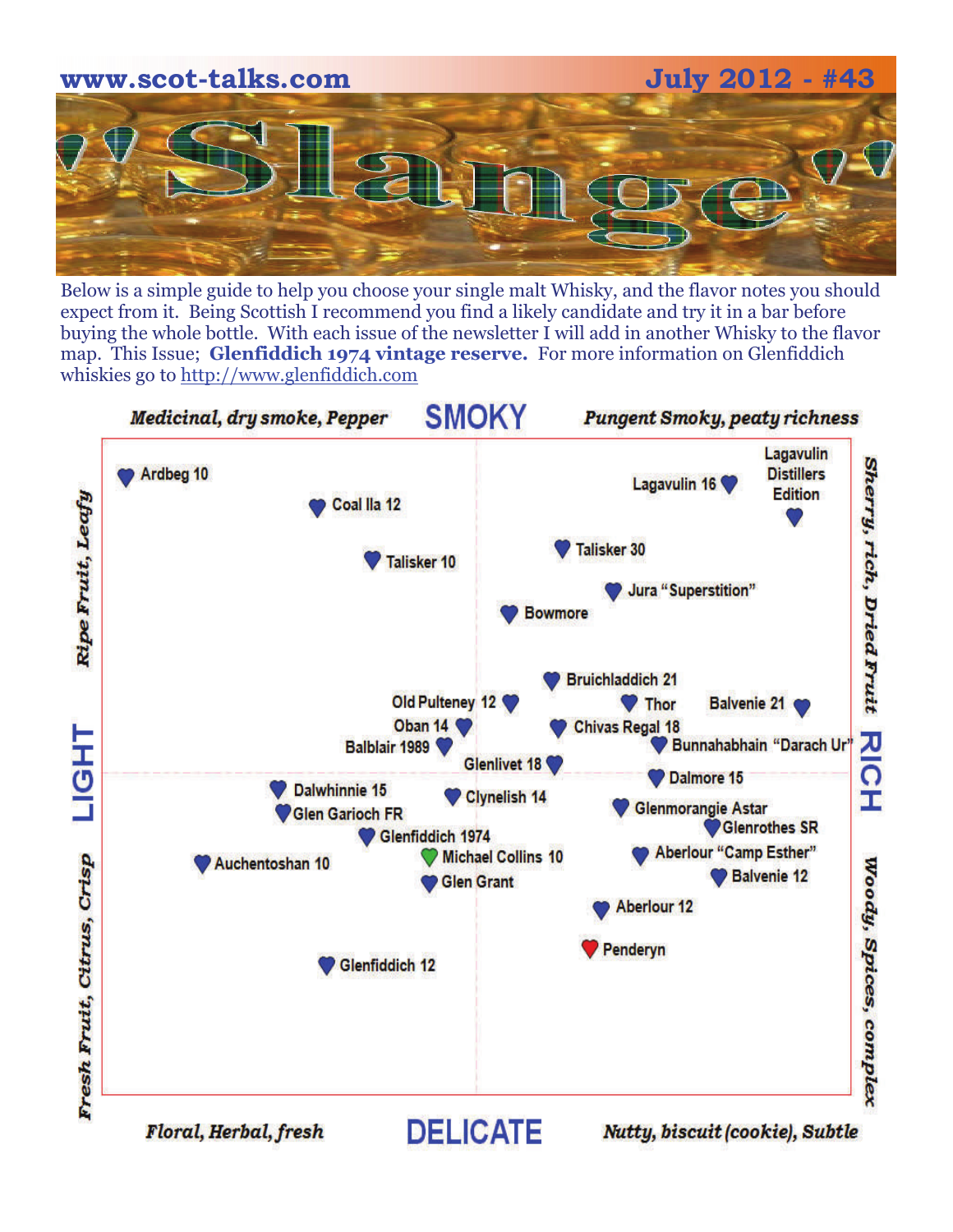www.scot-talks.com July 2012 - #43

# "Slange"

Below is a simple guide to help you choose your single malt Whisky, and the flavor notes you should expect from it. Being Scottish I recommend you find a likely candidate and try it in a bar before buying the whole bottle. With each issue of the newsletter I will add in another Whisky to the flavor map. This Issue; **Glenfiddich 1974 vintage reserve.** For more information on Glenfiddich whiskies go to http://www.glenfiddich.com

## SMOKY

*Medicinal, dry smoke, Pepper* — *Pungent Smoky, peaty richness*

## LIGHT

*Ripe Fruit, Leafy* — *Fresh Fruit, Citrus, Crisp*

## RICH

*Sherry, rich, Dried Fruit* — *Woody, Spices, complex*

## DELICATE

*Floral, Herbal, fresh* — *Nutty, biscuit (cookie), Subtle*

- Ardbeg 10
- Coal Ila 12
- Talisker 10
- Lagavulin 16
- Lagavulin Distillers Edition
- Talisker 30
- Jura "Superstition"
- Bowmore
- Bruichladdich 21
- Old Pulteney 12
- Thor
- Balvenie 21
- Oban 14
- Chivas Regal 18
- Balblair 1989
- Bunnahabhain "Darach Ur"
- Glenlivet 18
- Dalmore 15
- Dalwhinnie 15
- Clynelish 14
- Glen Garioch FR
- Glenmorangie Astar
- Glenrothes SR
- Glenfiddich 1974
- Aberlour "Camp Esther"
- Auchentoshan 10
- Michael Collins 10
- Balvenie 12
- Glen Grant
- Aberlour 12
- Penderyn
- Glenfiddich 12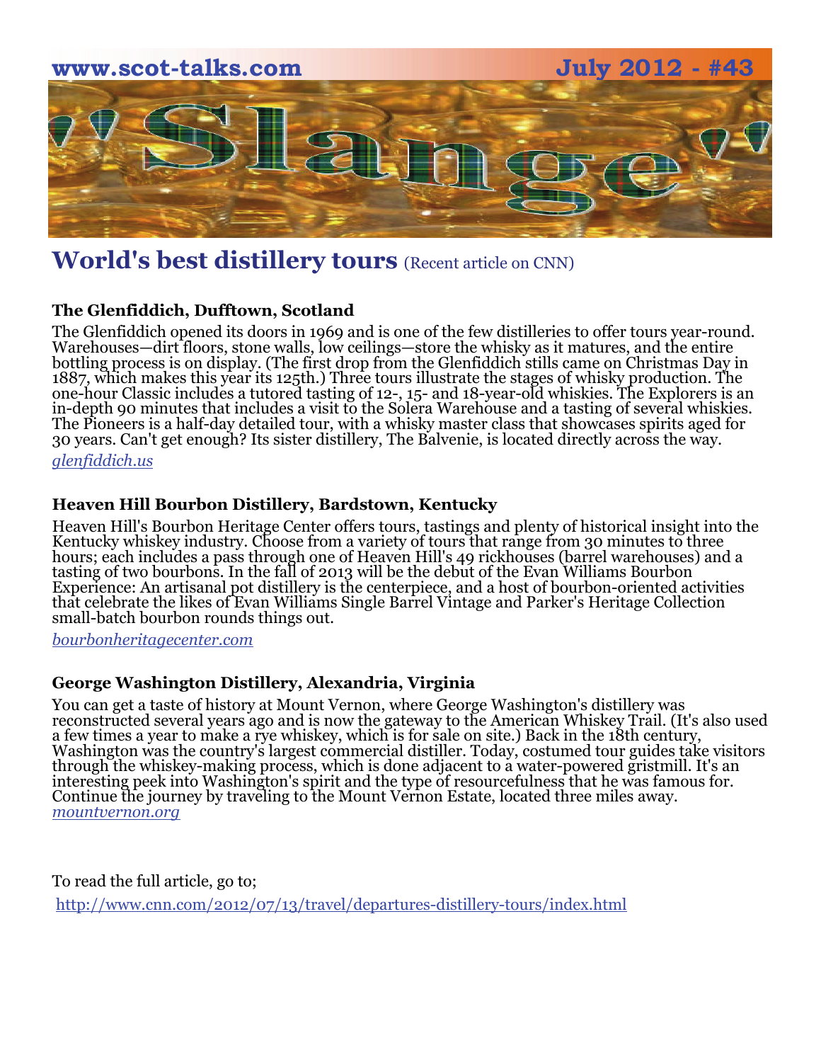# World's best distillery tours (Recent article on CNN)

**The Glenfiddich, Dufftown, Scotland**

The Glenfiddich opened its doors in 1969 and is one of the few distilleries to offer tours year-round. Warehouses—dirt floors, stone walls, low ceilings—store the whisky as it matures, and the entire bottling process is on display. (The first drop from the Glenfiddich stills came on Christmas Day in 1887, which makes this year its 125th.) Three tours illustrate the stages of whisky production. The one-hour Classic includes a tutored tasting of 12-, 15- and 18-year-old whiskies. The Explorers is an in-depth 90 minutes that includes a visit to the Solera Warehouse and a tasting of several whiskies. The Pioneers is a half-day detailed tour, with a whisky master class that showcases spirits aged for 30 years. Can't get enough? Its sister distillery, The Balvenie, is located directly across the way.

*glenfiddich.us*

**Heaven Hill Bourbon Distillery, Bardstown, Kentucky**

Heaven Hill's Bourbon Heritage Center offers tours, tastings and plenty of historical insight into the Kentucky whiskey industry. Choose from a variety of tours that range from 30 minutes to three hours; each includes a pass through one of Heaven Hill's 49 rickhouses (barrel warehouses) and a tasting of two bourbons. In the fall of 2013 will be the debut of the Evan Williams Bourbon Experience: An artisanal pot distillery is the centerpiece, and a host of bourbon-oriented activities that celebrate the likes of Evan Williams Single Barrel Vintage and Parker's Heritage Collection small-batch bourbon rounds things out.

*bourbonheritagecenter.com*

**George Washington Distillery, Alexandria, Virginia**

You can get a taste of history at Mount Vernon, where George Washington's distillery was reconstructed several years ago and is now the gateway to the American Whiskey Trail. (It's also used a few times a year to make a rye whiskey, which is for sale on site.) Back in the 18th century, Washington was the country's largest commercial distiller. Today, costumed tour guides take visitors through the whiskey-making process, which is done adjacent to a water-powered gristmill. It's an interesting peek into Washington's spirit and the type of resourcefulness that he was famous for. Continue the journey by traveling to the Mount Vernon Estate, located three miles away.

*mountvernon.org*

To read the full article, go to;

http://www.cnn.com/2012/07/13/travel/departures-distillery-tours/index.html